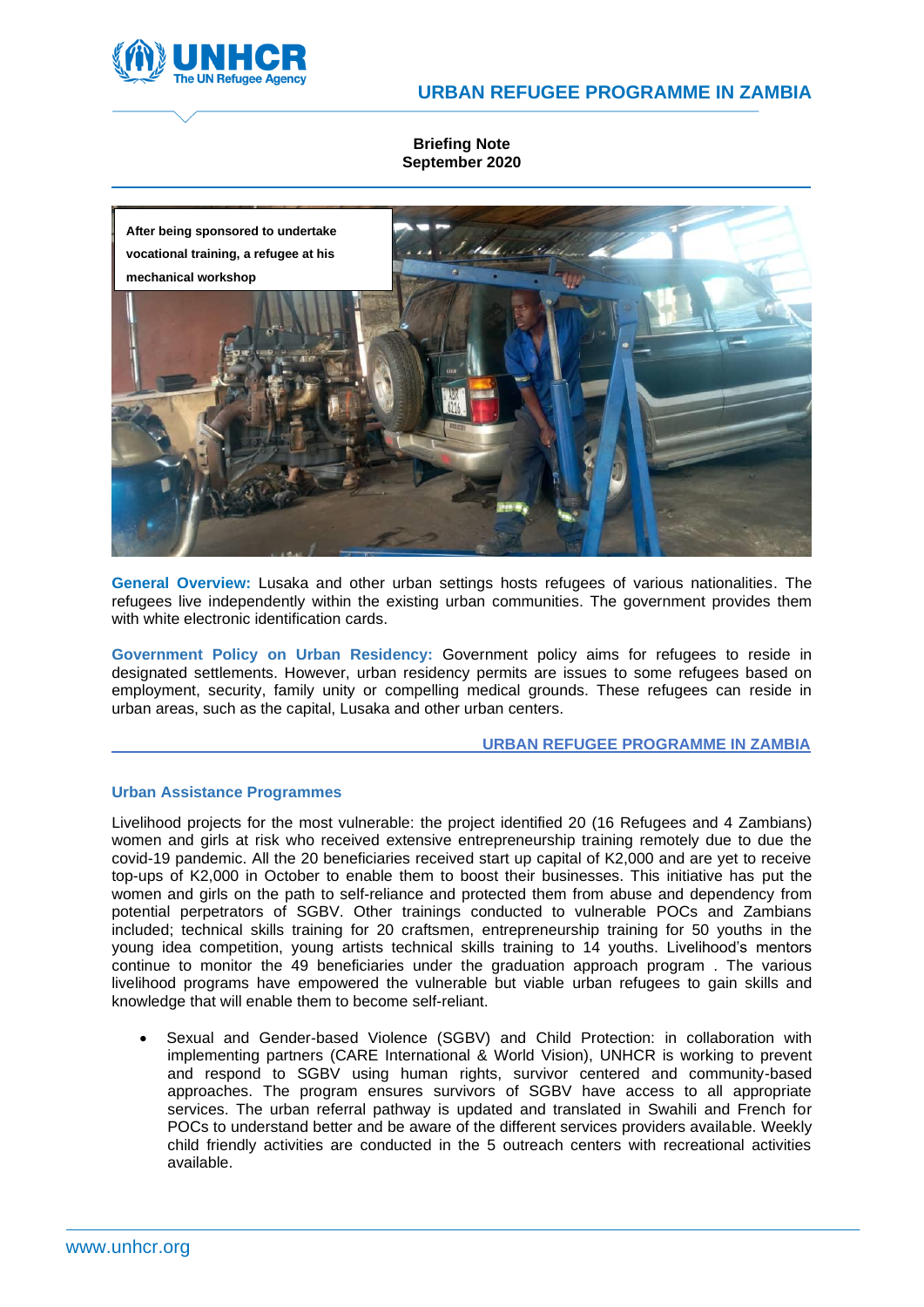# URBAN REFUGEE PROGRAMME IN ZAMBIA

**Briefing Note**
**September 2020**

After being sponsored to undertake vocational training, a refugee at his mechanical workshop

**General Overview:** Lusaka and other urban settings hosts refugees of various nationalities. The refugees live independently within the existing urban communities. The government provides them with white electronic identification cards.

**Government Policy on Urban Residency:** Government policy aims for refugees to reside in designated settlements. However, urban residency permits are issues to some refugees based on employment, security, family unity or compelling medical grounds. These refugees can reside in urban areas, such as the capital, Lusaka and other urban centers.

## Urban Assistance Programmes

Livelihood projects for the most vulnerable: the project identified 20 (16 Refugees and 4 Zambians) women and girls at risk who received extensive entrepreneurship training remotely due to due the covid-19 pandemic. All the 20 beneficiaries received start up capital of K2,000 and are yet to receive top-ups of K2,000 in October to enable them to boost their businesses. This initiative has put the women and girls on the path to self-reliance and protected them from abuse and dependency from potential perpetrators of SGBV. Other trainings conducted to vulnerable POCs and Zambians included; technical skills training for 20 craftsmen, entrepreneurship training for 50 youths in the young idea competition, young artists technical skills training to 14 youths. Livelihood's mentors continue to monitor the 49 beneficiaries under the graduation approach program . The various livelihood programs have empowered the vulnerable but viable urban refugees to gain skills and knowledge that will enable them to become self-reliant.

- Sexual and Gender-based Violence (SGBV) and Child Protection: in collaboration with implementing partners (CARE International & World Vision), UNHCR is working to prevent and respond to SGBV using human rights, survivor centered and community-based approaches. The program ensures survivors of SGBV have access to all appropriate services. The urban referral pathway is updated and translated in Swahili and French for POCs to understand better and be aware of the different services providers available. Weekly child friendly activities are conducted in the 5 outreach centers with recreational activities available.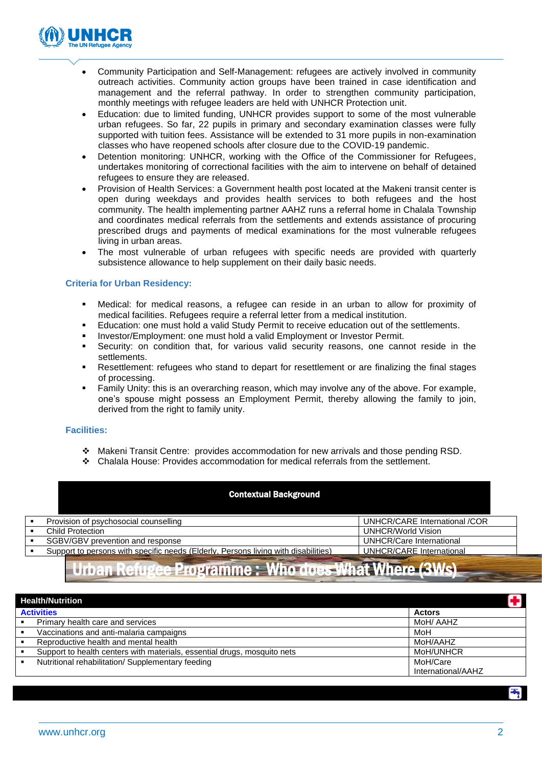- Community Participation and Self-Management: refugees are actively involved in community outreach activities. Community action groups have been trained in case identification and management and the referral pathway. In order to strengthen community participation, monthly meetings with refugee leaders are held with UNHCR Protection unit.
- Education: due to limited funding, UNHCR provides support to some of the most vulnerable urban refugees. So far, 22 pupils in primary and secondary examination classes were fully supported with tuition fees. Assistance will be extended to 31 more pupils in non-examination classes who have reopened schools after closure due to the COVID-19 pandemic.
- Detention monitoring: UNHCR, working with the Office of the Commissioner for Refugees, undertakes monitoring of correctional facilities with the aim to intervene on behalf of detained refugees to ensure they are released.
- Provision of Health Services: a Government health post located at the Makeni transit center is open during weekdays and provides health services to both refugees and the host community. The health implementing partner AAHZ runs a referral home in Chalala Township and coordinates medical referrals from the settlements and extends assistance of procuring prescribed drugs and payments of medical examinations for the most vulnerable refugees living in urban areas.
- The most vulnerable of urban refugees with specific needs are provided with quarterly subsistence allowance to help supplement on their daily basic needs.

### Criteria for Urban Residency:

- Medical: for medical reasons, a refugee can reside in an urban to allow for proximity of medical facilities. Refugees require a referral letter from a medical institution.
- Education: one must hold a valid Study Permit to receive education out of the settlements.
- Investor/Employment: one must hold a valid Employment or Investor Permit.
- Security: on condition that, for various valid security reasons, one cannot reside in the settlements.
- Resettlement: refugees who stand to depart for resettlement or are finalizing the final stages of processing.
- Family Unity: this is an overarching reason, which may involve any of the above. For example, one's spouse might possess an Employment Permit, thereby allowing the family to join, derived from the right to family unity.

### Facilities:

- Makeni Transit Centre: provides accommodation for new arrivals and those pending RSD.
- Chalala House: Provides accommodation for medical referrals from the settlement.

**Contextual Background**

| Activities | Actors |
| --- | --- |
| Provision of psychosocial counselling | UNHCR/CARE International /COR |
| Child Protection | UNHCR/World Vision |
| SGBV/GBV prevention and response | UNHCR/Care International |
| Support to persons with specific needs (Elderly, Persons living with disabilities) | UNHCR/CARE International |

## Urban Refugee Programme : Who does What Where (3Ws)

**Health/Nutrition**

| Activities | Actors |
| --- | --- |
| Primary health care and services | MoH/ AAHZ |
| Vaccinations and anti-malaria campaigns | MoH |
| Reproductive health and mental health | MoH/AAHZ |
| Support to health centers with materials, essential drugs, mosquito nets | MoH/UNHCR |
| Nutritional rehabilitation/ Supplementary feeding | MoH/Care International/AAHZ |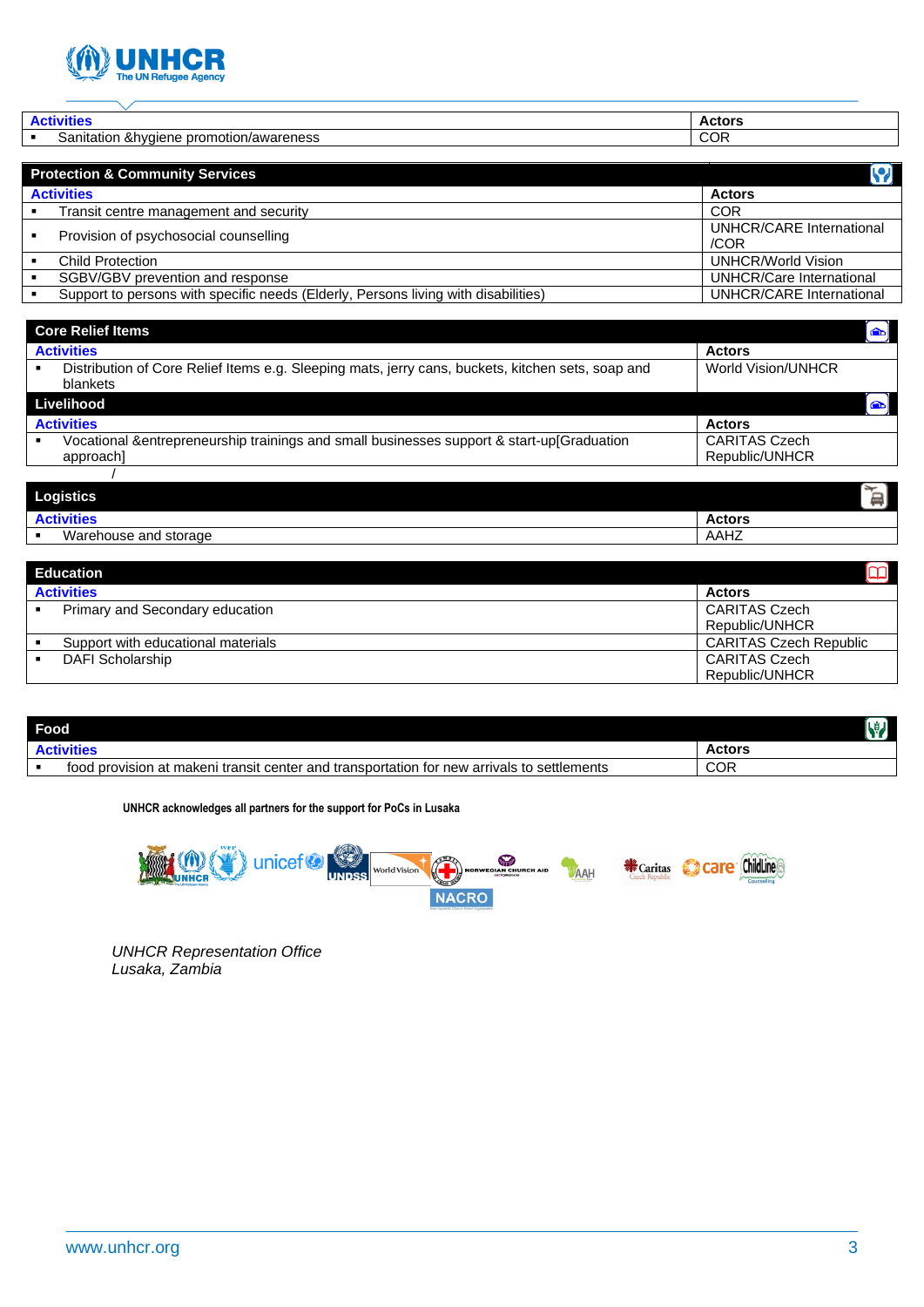| Activities | Actors |
| --- | --- |
| ▪ Sanitation &hygiene promotion/awareness | COR |

## Protection & Community Services

| Activities | Actors |
| --- | --- |
| ▪ Transit centre management and security | COR |
| ▪ Provision of psychosocial counselling | UNHCR/CARE International /COR |
| ▪ Child Protection | UNHCR/World Vision |
| ▪ SGBV/GBV prevention and response | UNHCR/Care International |
| ▪ Support to persons with specific needs (Elderly, Persons living with disabilities) | UNHCR/CARE International |

## Core Relief Items

| Activities | Actors |
| --- | --- |
| ▪ Distribution of Core Relief Items e.g. Sleeping mats, jerry cans, buckets, kitchen sets, soap and blankets | World Vision/UNHCR |

## Livelihood

| Activities | Actors |
| --- | --- |
| ▪ Vocational &entrepreneurship trainings and small businesses support & start-up[Graduation approach] | CARITAS Czech Republic/UNHCR |

/

## Logistics

| Activities | Actors |
| --- | --- |
| ▪ Warehouse and storage | AAHZ |

## Education

| Activities | Actors |
| --- | --- |
| ▪ Primary and Secondary education | CARITAS Czech Republic/UNHCR |
| ▪ Support with educational materials | CARITAS Czech Republic |
| ▪ DAFI Scholarship | CARITAS Czech Republic/UNHCR |

## Food

| Activities | Actors |
| --- | --- |
| ▪ food provision at makeni transit center and transportation for new arrivals to settlements | COR |

**UNHCR acknowledges all partners for the support for PoCs in Lusaka**

*UNHCR Representation Office*
*Lusaka, Zambia*

www.unhcr.org